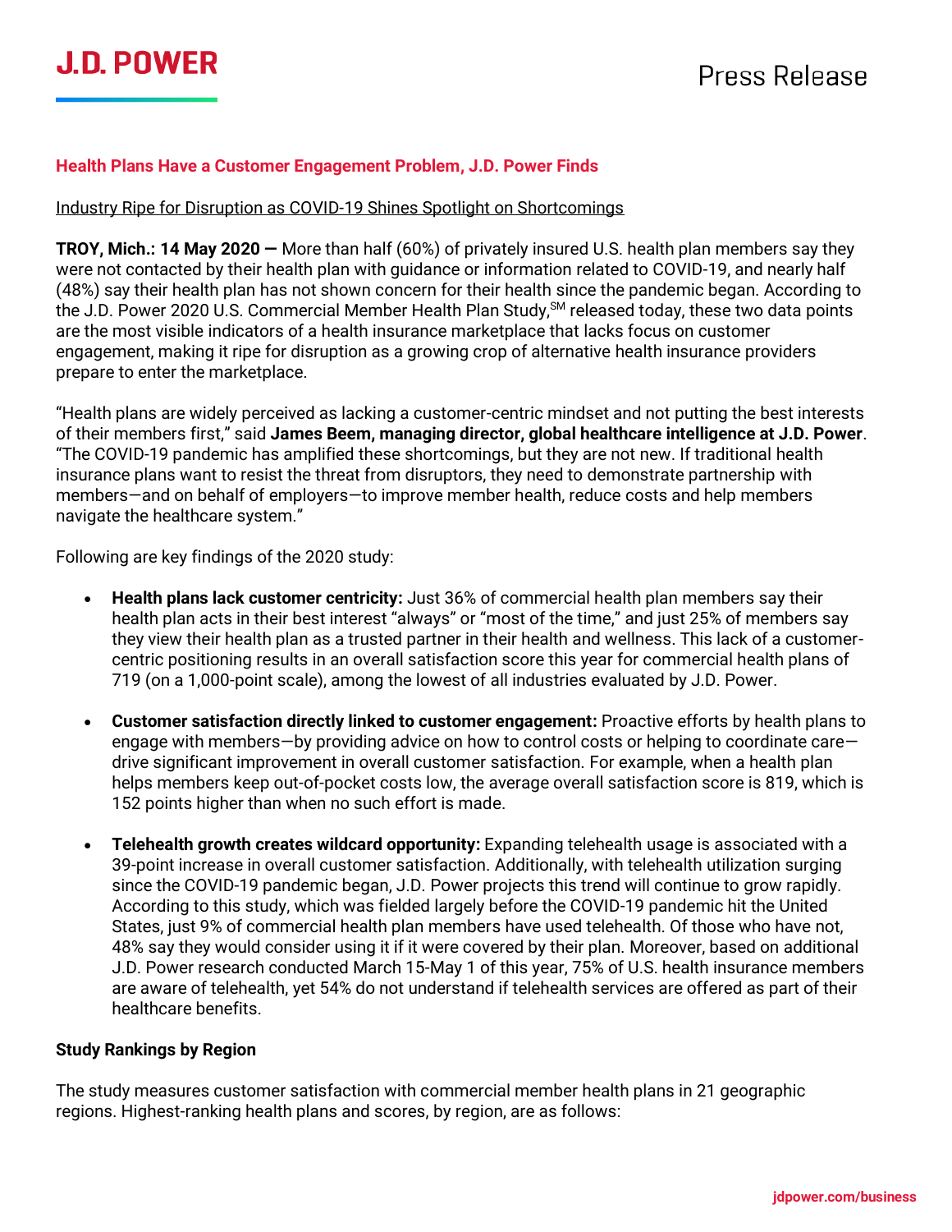J.D. POWER

Press Release

**Health Plans Have a Customer Engagement Problem, J.D. Power Finds**

Industry Ripe for Disruption as COVID-19 Shines Spotlight on Shortcomings

**TROY, Mich.: 14 May 2020 —** More than half (60%) of privately insured U.S. health plan members say they were not contacted by their health plan with guidance or information related to COVID-19, and nearly half (48%) say their health plan has not shown concern for their health since the pandemic began. According to the J.D. Power 2020 U.S. Commercial Member Health Plan Study,SM released today, these two data points are the most visible indicators of a health insurance marketplace that lacks focus on customer engagement, making it ripe for disruption as a growing crop of alternative health insurance providers prepare to enter the marketplace.

"Health plans are widely perceived as lacking a customer-centric mindset and not putting the best interests of their members first," said **James Beem, managing director, global healthcare intelligence at J.D. Power**. "The COVID-19 pandemic has amplified these shortcomings, but they are not new. If traditional health insurance plans want to resist the threat from disruptors, they need to demonstrate partnership with members—and on behalf of employers—to improve member health, reduce costs and help members navigate the healthcare system."

Following are key findings of the 2020 study:

- **Health plans lack customer centricity:** Just 36% of commercial health plan members say their health plan acts in their best interest "always" or "most of the time," and just 25% of members say they view their health plan as a trusted partner in their health and wellness. This lack of a customer-centric positioning results in an overall satisfaction score this year for commercial health plans of 719 (on a 1,000-point scale), among the lowest of all industries evaluated by J.D. Power.
- **Customer satisfaction directly linked to customer engagement:** Proactive efforts by health plans to engage with members—by providing advice on how to control costs or helping to coordinate care—drive significant improvement in overall customer satisfaction. For example, when a health plan helps members keep out-of-pocket costs low, the average overall satisfaction score is 819, which is 152 points higher than when no such effort is made.
- **Telehealth growth creates wildcard opportunity:** Expanding telehealth usage is associated with a 39-point increase in overall customer satisfaction. Additionally, with telehealth utilization surging since the COVID-19 pandemic began, J.D. Power projects this trend will continue to grow rapidly. According to this study, which was fielded largely before the COVID-19 pandemic hit the United States, just 9% of commercial health plan members have used telehealth. Of those who have not, 48% say they would consider using it if it were covered by their plan. Moreover, based on additional J.D. Power research conducted March 15-May 1 of this year, 75% of U.S. health insurance members are aware of telehealth, yet 54% do not understand if telehealth services are offered as part of their healthcare benefits.

**Study Rankings by Region**

The study measures customer satisfaction with commercial member health plans in 21 geographic regions. Highest-ranking health plans and scores, by region, are as follows: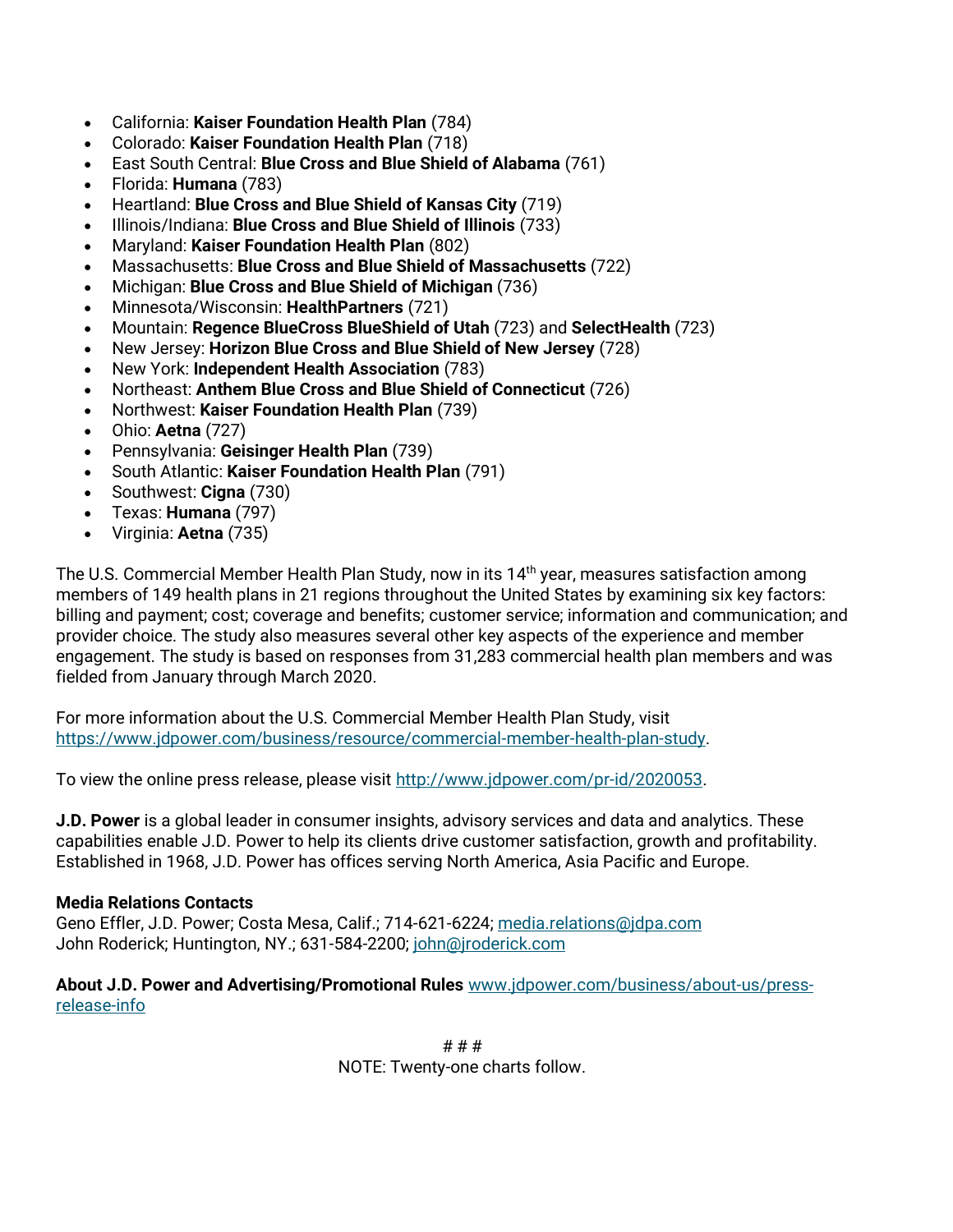- California: **Kaiser Foundation Health Plan** (784)
- Colorado: **Kaiser Foundation Health Plan** (718)
- East South Central: **Blue Cross and Blue Shield of Alabama** (761)
- Florida: **Humana** (783)
- Heartland: **Blue Cross and Blue Shield of Kansas City** (719)
- Illinois/Indiana: **Blue Cross and Blue Shield of Illinois** (733)
- Maryland: **Kaiser Foundation Health Plan** (802)
- Massachusetts: **Blue Cross and Blue Shield of Massachusetts** (722)
- Michigan: **Blue Cross and Blue Shield of Michigan** (736)
- Minnesota/Wisconsin: **HealthPartners** (721)
- Mountain: **Regence BlueCross BlueShield of Utah** (723) and **SelectHealth** (723)
- New Jersey: **Horizon Blue Cross and Blue Shield of New Jersey** (728)
- New York: **Independent Health Association** (783)
- Northeast: **Anthem Blue Cross and Blue Shield of Connecticut** (726)
- Northwest: **Kaiser Foundation Health Plan** (739)
- Ohio: **Aetna** (727)
- Pennsylvania: **Geisinger Health Plan** (739)
- South Atlantic: **Kaiser Foundation Health Plan** (791)
- Southwest: **Cigna** (730)
- Texas: **Humana** (797)
- Virginia: **Aetna** (735)

The U.S. Commercial Member Health Plan Study, now in its 14th year, measures satisfaction among members of 149 health plans in 21 regions throughout the United States by examining six key factors: billing and payment; cost; coverage and benefits; customer service; information and communication; and provider choice. The study also measures several other key aspects of the experience and member engagement. The study is based on responses from 31,283 commercial health plan members and was fielded from January through March 2020.

For more information about the U.S. Commercial Member Health Plan Study, visit https://www.jdpower.com/business/resource/commercial-member-health-plan-study.

To view the online press release, please visit http://www.jdpower.com/pr-id/2020053.

**J.D. Power** is a global leader in consumer insights, advisory services and data and analytics. These capabilities enable J.D. Power to help its clients drive customer satisfaction, growth and profitability. Established in 1968, J.D. Power has offices serving North America, Asia Pacific and Europe.

**Media Relations Contacts**
Geno Effler, J.D. Power; Costa Mesa, Calif.; 714-621-6224; media.relations@jdpa.com
John Roderick; Huntington, NY.; 631-584-2200; john@jroderick.com

**About J.D. Power and Advertising/Promotional Rules** www.jdpower.com/business/about-us/press-release-info

# # #
NOTE: Twenty-one charts follow.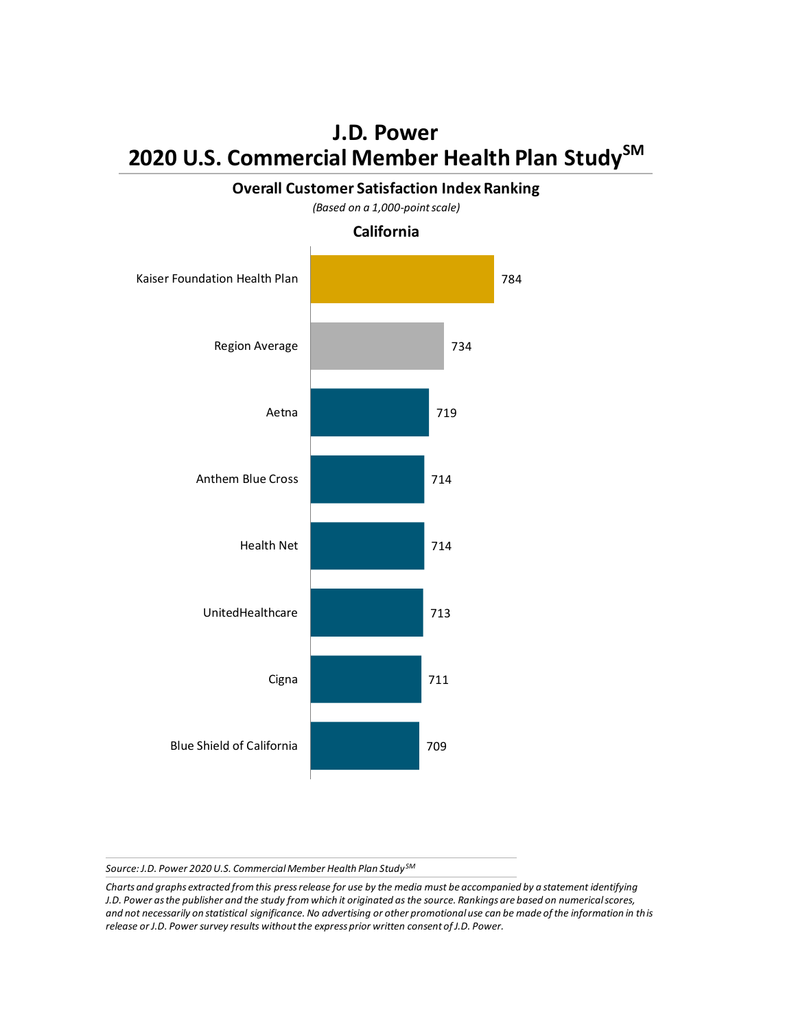# J.D. Power
# 2020 U.S. Commercial Member Health Plan Study[SM]

## Overall Customer Satisfaction Index Ranking

*(Based on a 1,000-point scale)*

### California

| Health Plan | Score |
| --- | --- |
| Kaiser Foundation Health Plan | 784 |
| Region Average | 734 |
| Aetna | 719 |
| Anthem Blue Cross | 714 |
| Health Net | 714 |
| UnitedHealthcare | 713 |
| Cigna | 711 |
| Blue Shield of California | 709 |

*Source: J.D. Power 2020 U.S. Commercial Member Health Plan Study[SM]*

*Charts and graphs extracted from this press release for use by the media must be accompanied by a statement identifying J.D. Power as the publisher and the study from which it originated as the source. Rankings are based on numerical scores, and not necessarily on statistical significance. No advertising or other promotional use can be made of the information in this release or J.D. Power survey results without the express prior written consent of J.D. Power.*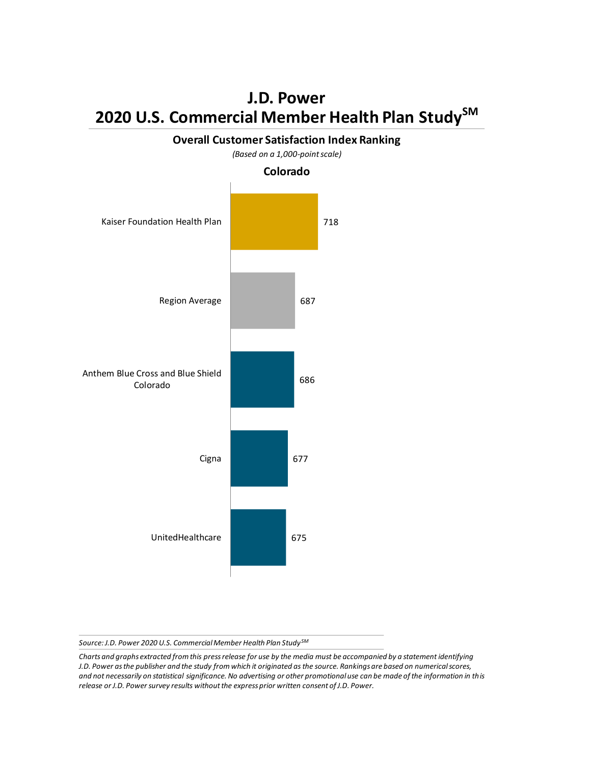# J.D. Power
# 2020 U.S. Commercial Member Health Plan Study[SM]

## Overall Customer Satisfaction Index Ranking

*(Based on a 1,000-point scale)*

### Colorado

| Health Plan | Score |
|---|---|
| Kaiser Foundation Health Plan | 718 |
| Region Average | 687 |
| Anthem Blue Cross and Blue Shield Colorado | 686 |
| Cigna | 677 |
| UnitedHealthcare | 675 |

*Source: J.D. Power 2020 U.S. Commercial Member Health Plan Study[SM]*

*Charts and graphs extracted from this press release for use by the media must be accompanied by a statement identifying J.D. Power as the publisher and the study from which it originated as the source. Rankings are based on numerical scores, and not necessarily on statistical significance. No advertising or other promotional use can be made of the information in this release or J.D. Power survey results without the express prior written consent of J.D. Power.*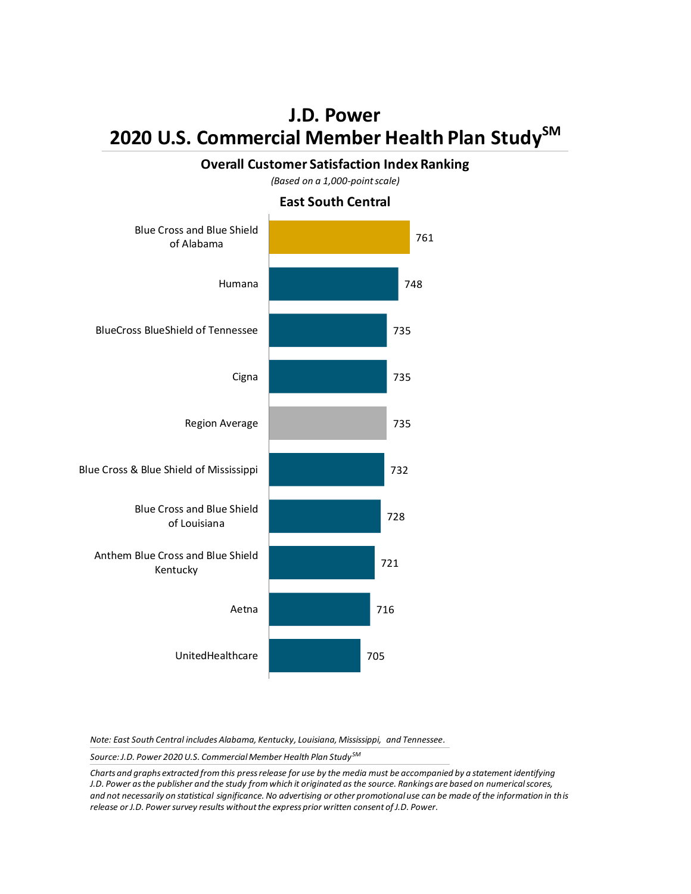# J.D. Power
# 2020 U.S. Commercial Member Health Plan Study[SM]

## Overall Customer Satisfaction Index Ranking

*(Based on a 1,000-point scale)*

### East South Central

| Health Plan | Score |
|---|---|
| Blue Cross and Blue Shield of Alabama | 761 |
| Humana | 748 |
| BlueCross BlueShield of Tennessee | 735 |
| Cigna | 735 |
| Region Average | 735 |
| Blue Cross & Blue Shield of Mississippi | 732 |
| Blue Cross and Blue Shield of Louisiana | 728 |
| Anthem Blue Cross and Blue Shield Kentucky | 721 |
| Aetna | 716 |
| UnitedHealthcare | 705 |

*Note: East South Central includes Alabama, Kentucky, Louisiana, Mississippi, and Tennessee.*

*Source: J.D. Power 2020 U.S. Commercial Member Health Plan Study[SM]*

*Charts and graphs extracted from this press release for use by the media must be accompanied by a statement identifying J.D. Power as the publisher and the study from which it originated as the source. Rankings are based on numerical scores, and not necessarily on statistical significance. No advertising or other promotional use can be made of the information in this release or J.D. Power survey results without the express prior written consent of J.D. Power.*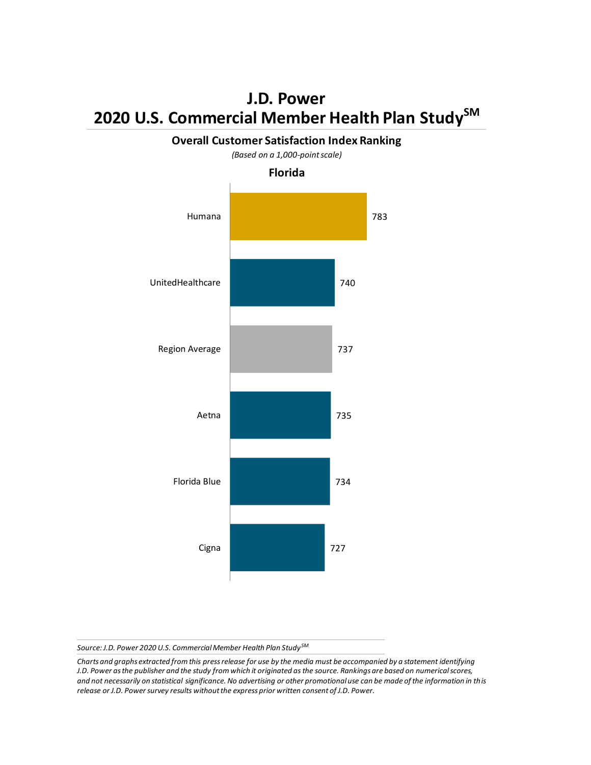# J.D. Power
# 2020 U.S. Commercial Member Health Plan Study[SM]

## Overall Customer Satisfaction Index Ranking

*(Based on a 1,000-point scale)*

### Florida

| Health Plan | Score |
|---|---|
| Humana | 783 |
| UnitedHealthcare | 740 |
| Region Average | 737 |
| Aetna | 735 |
| Florida Blue | 734 |
| Cigna | 727 |

*Source: J.D. Power 2020 U.S. Commercial Member Health Plan Study[SM]*

*Charts and graphs extracted from this press release for use by the media must be accompanied by a statement identifying J.D. Power as the publisher and the study from which it originated as the source. Rankings are based on numerical scores, and not necessarily on statistical significance. No advertising or other promotional use can be made of the information in this release or J.D. Power survey results without the express prior written consent of J.D. Power.*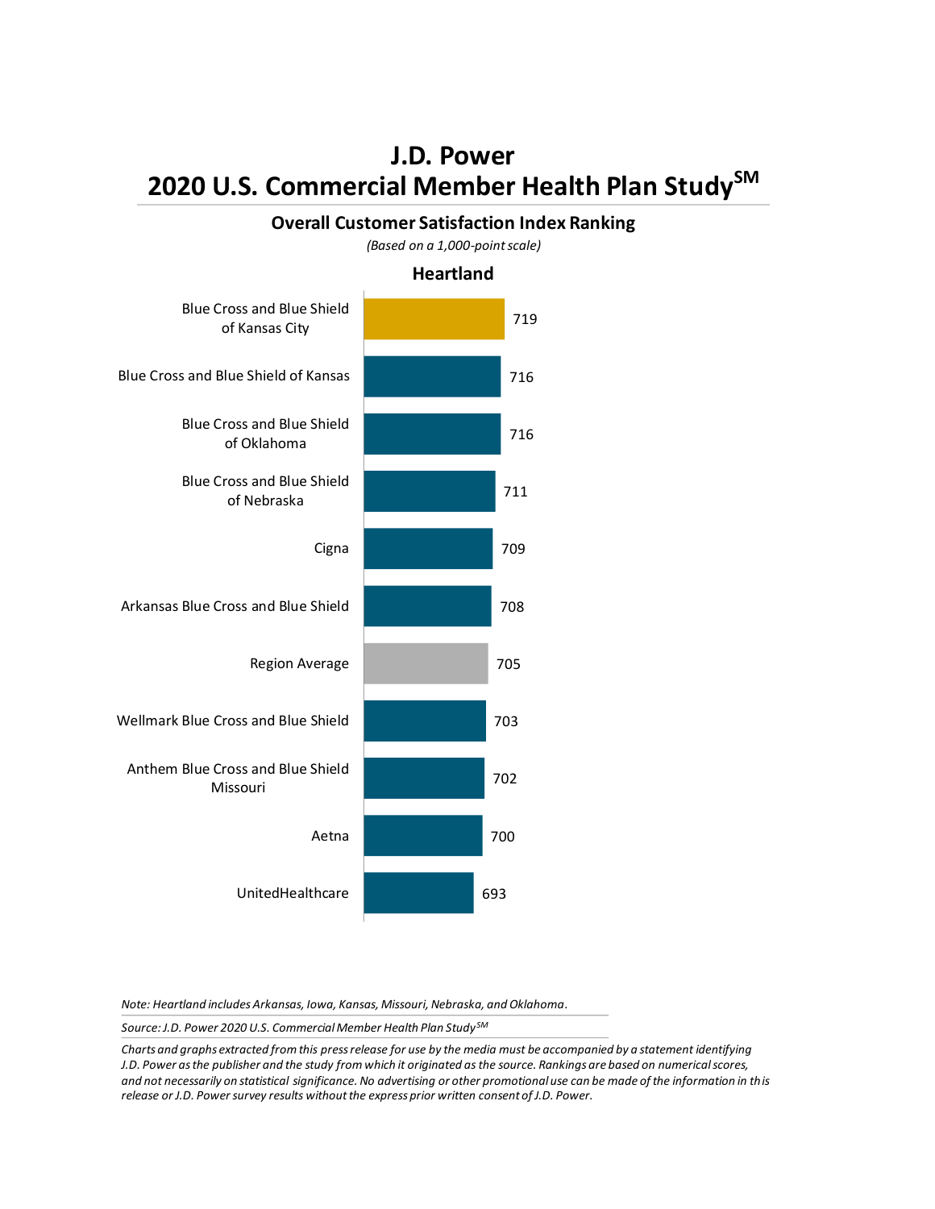# J.D. Power
# 2020 U.S. Commercial Member Health Plan Study[SM]

## Overall Customer Satisfaction Index Ranking

*(Based on a 1,000-point scale)*

### Heartland

| Health Plan | Score |
|---|---|
| Blue Cross and Blue Shield of Kansas City | 719 |
| Blue Cross and Blue Shield of Kansas | 716 |
| Blue Cross and Blue Shield of Oklahoma | 716 |
| Blue Cross and Blue Shield of Nebraska | 711 |
| Cigna | 709 |
| Arkansas Blue Cross and Blue Shield | 708 |
| Region Average | 705 |
| Wellmark Blue Cross and Blue Shield | 703 |
| Anthem Blue Cross and Blue Shield Missouri | 702 |
| Aetna | 700 |
| UnitedHealthcare | 693 |

*Note: Heartland includes Arkansas, Iowa, Kansas, Missouri, Nebraska, and Oklahoma.*

*Source: J.D. Power 2020 U.S. Commercial Member Health Plan Study[SM]*

*Charts and graphs extracted from this press release for use by the media must be accompanied by a statement identifying J.D. Power as the publisher and the study from which it originated as the source. Rankings are based on numerical scores, and not necessarily on statistical significance. No advertising or other promotional use can be made of the information in this release or J.D. Power survey results without the express prior written consent of J.D. Power.*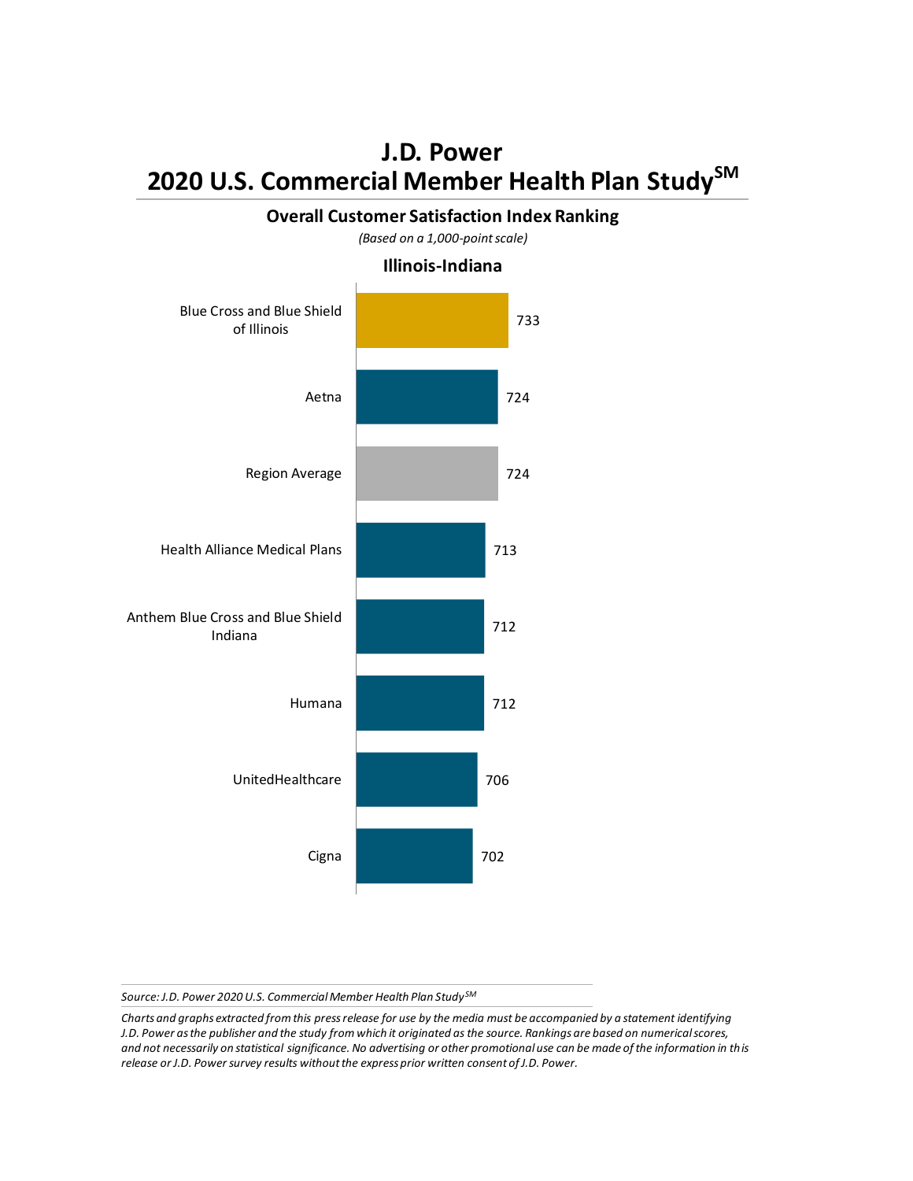# J.D. Power
# 2020 U.S. Commercial Member Health Plan Study[SM]

## Overall Customer Satisfaction Index Ranking

*(Based on a 1,000-point scale)*

### Illinois-Indiana

| Health Plan | Score |
|---|---|
| Blue Cross and Blue Shield of Illinois | 733 |
| Aetna | 724 |
| Region Average | 724 |
| Health Alliance Medical Plans | 713 |
| Anthem Blue Cross and Blue Shield Indiana | 712 |
| Humana | 712 |
| UnitedHealthcare | 706 |
| Cigna | 702 |

*Source: J.D. Power 2020 U.S. Commercial Member Health Plan Study[SM]*

*Charts and graphs extracted from this press release for use by the media must be accompanied by a statement identifying J.D. Power as the publisher and the study from which it originated as the source. Rankings are based on numerical scores, and not necessarily on statistical significance. No advertising or other promotional use can be made of the information in this release or J.D. Power survey results without the express prior written consent of J.D. Power.*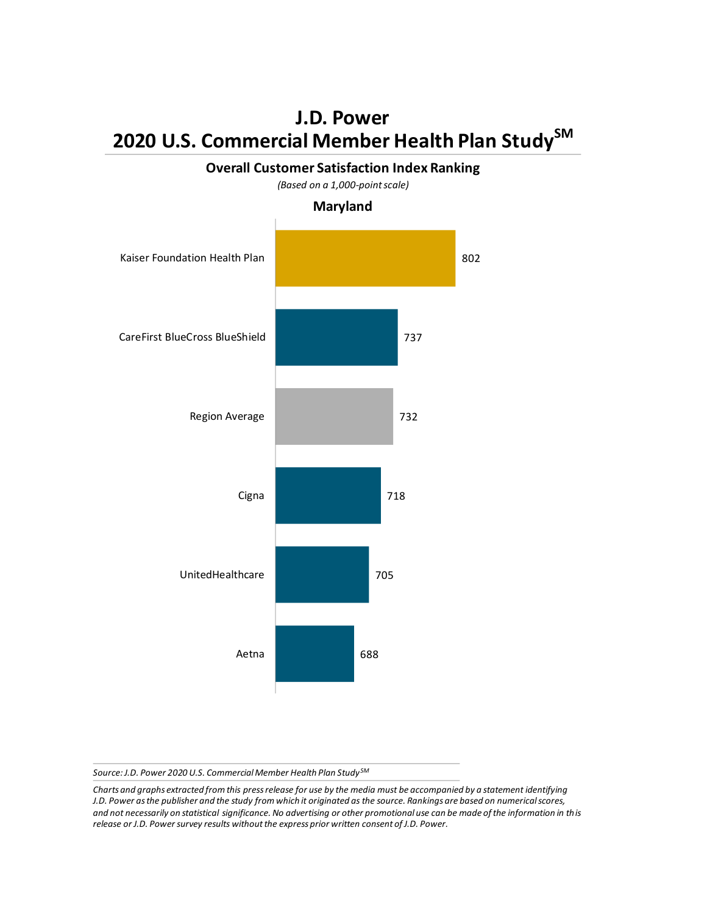# J.D. Power
# 2020 U.S. Commercial Member Health Plan Study[SM]

## Overall Customer Satisfaction Index Ranking

*(Based on a 1,000-point scale)*

### Maryland

| Health Plan | Score |
|---|---|
| Kaiser Foundation Health Plan | 802 |
| CareFirst BlueCross BlueShield | 737 |
| Region Average | 732 |
| Cigna | 718 |
| UnitedHealthcare | 705 |
| Aetna | 688 |

*Source: J.D. Power 2020 U.S. Commercial Member Health Plan Study[SM]*

*Charts and graphs extracted from this press release for use by the media must be accompanied by a statement identifying J.D. Power as the publisher and the study from which it originated as the source. Rankings are based on numerical scores, and not necessarily on statistical significance. No advertising or other promotional use can be made of the information in this release or J.D. Power survey results without the express prior written consent of J.D. Power.*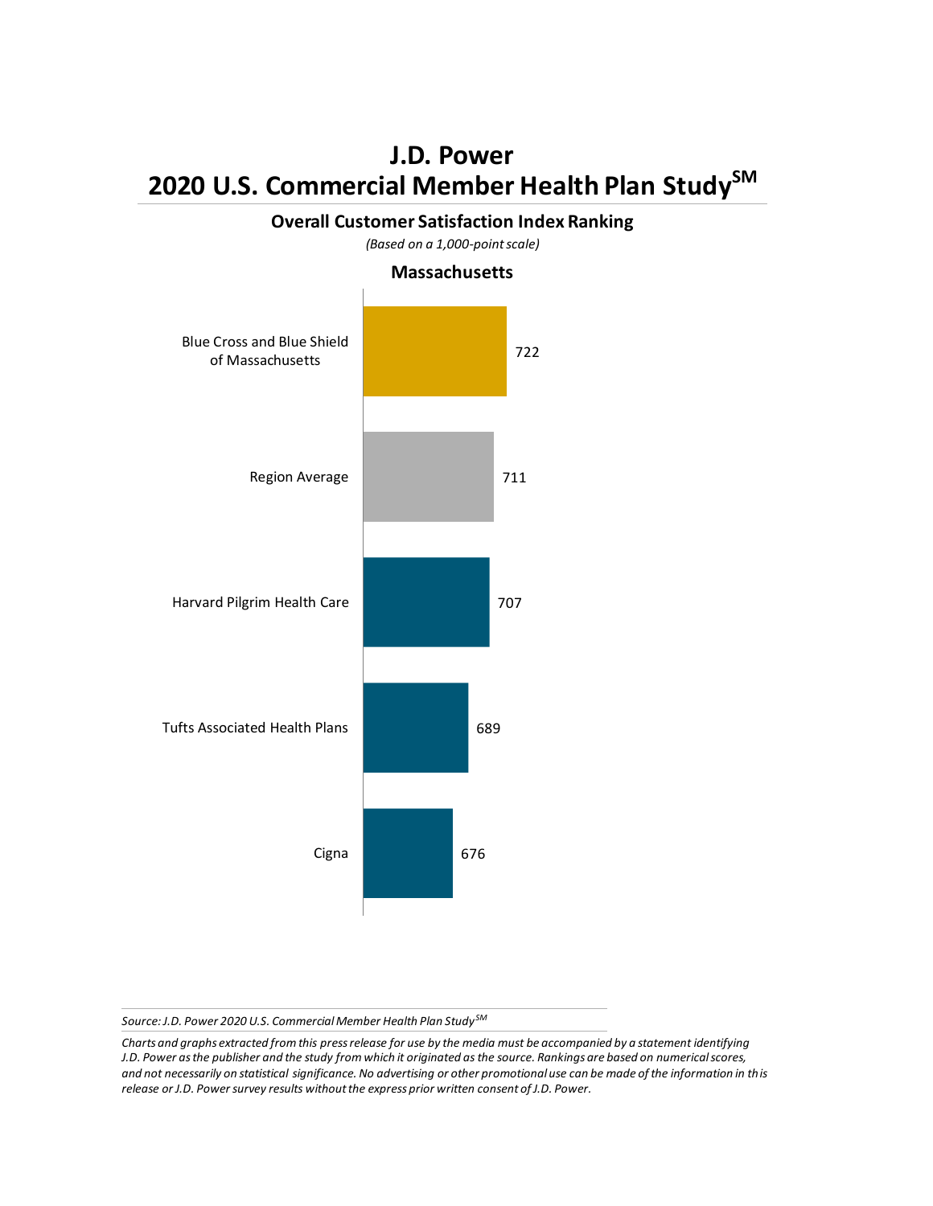# J.D. Power
# 2020 U.S. Commercial Member Health Plan Study[SM]

## Overall Customer Satisfaction Index Ranking

*(Based on a 1,000-point scale)*

### Massachusetts

| Health Plan | Score |
| --- | --- |
| Blue Cross and Blue Shield of Massachusetts | 722 |
| Region Average | 711 |
| Harvard Pilgrim Health Care | 707 |
| Tufts Associated Health Plans | 689 |
| Cigna | 676 |

*Source: J.D. Power 2020 U.S. Commercial Member Health Plan Study[SM]*

*Charts and graphs extracted from this press release for use by the media must be accompanied by a statement identifying J.D. Power as the publisher and the study from which it originated as the source. Rankings are based on numerical scores, and not necessarily on statistical significance. No advertising or other promotional use can be made of the information in this release or J.D. Power survey results without the express prior written consent of J.D. Power.*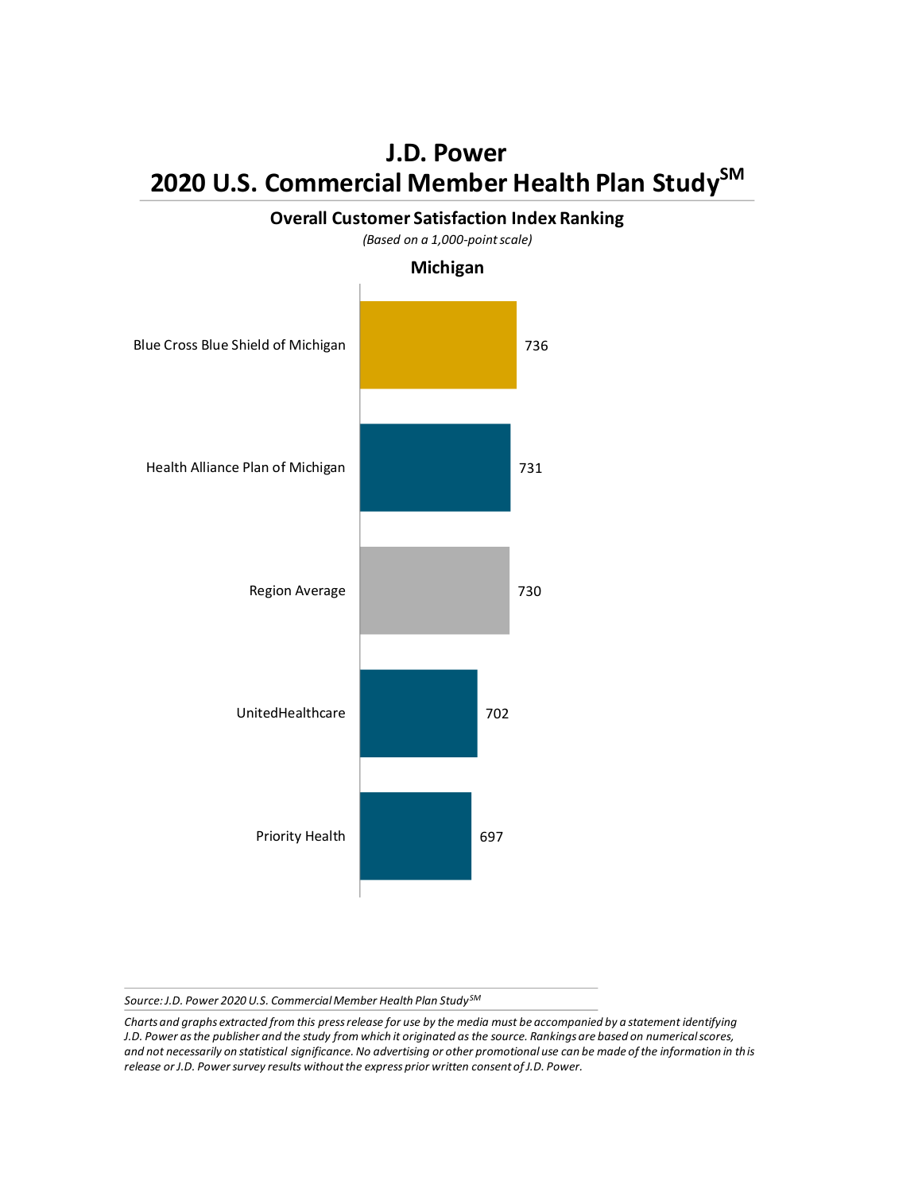# J.D. Power
# 2020 U.S. Commercial Member Health Plan Study[SM]

## Overall Customer Satisfaction Index Ranking

*(Based on a 1,000-point scale)*

### Michigan

| Health Plan | Score |
|---|---|
| Blue Cross Blue Shield of Michigan | 736 |
| Health Alliance Plan of Michigan | 731 |
| Region Average | 730 |
| UnitedHealthcare | 702 |
| Priority Health | 697 |

*Source: J.D. Power 2020 U.S. Commercial Member Health Plan Study[SM]*

*Charts and graphs extracted from this press release for use by the media must be accompanied by a statement identifying J.D. Power as the publisher and the study from which it originated as the source. Rankings are based on numerical scores, and not necessarily on statistical significance. No advertising or other promotional use can be made of the information in this release or J.D. Power survey results without the express prior written consent of J.D. Power.*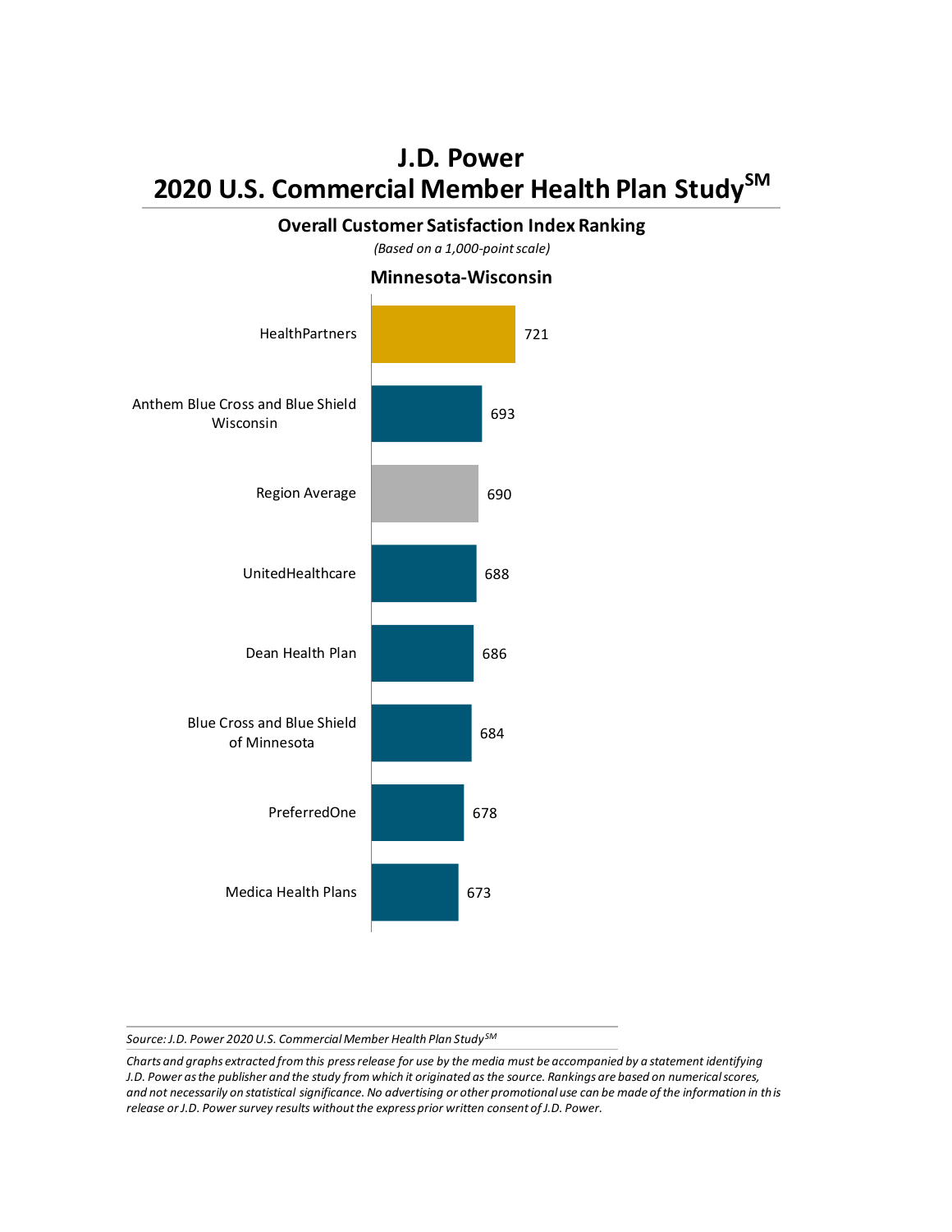# J.D. Power
# 2020 U.S. Commercial Member Health Plan Study℠

## Overall Customer Satisfaction Index Ranking

*(Based on a 1,000-point scale)*

### Minnesota-Wisconsin

| Health Plan | Score |
| --- | --- |
| HealthPartners | 721 |
| Anthem Blue Cross and Blue Shield Wisconsin | 693 |
| Region Average | 690 |
| UnitedHealthcare | 688 |
| Dean Health Plan | 686 |
| Blue Cross and Blue Shield of Minnesota | 684 |
| PreferredOne | 678 |
| Medica Health Plans | 673 |

*Source: J.D. Power 2020 U.S. Commercial Member Health Plan Study℠*

*Charts and graphs extracted from this press release for use by the media must be accompanied by a statement identifying J.D. Power as the publisher and the study from which it originated as the source. Rankings are based on numerical scores, and not necessarily on statistical significance. No advertising or other promotional use can be made of the information in this release or J.D. Power survey results without the express prior written consent of J.D. Power.*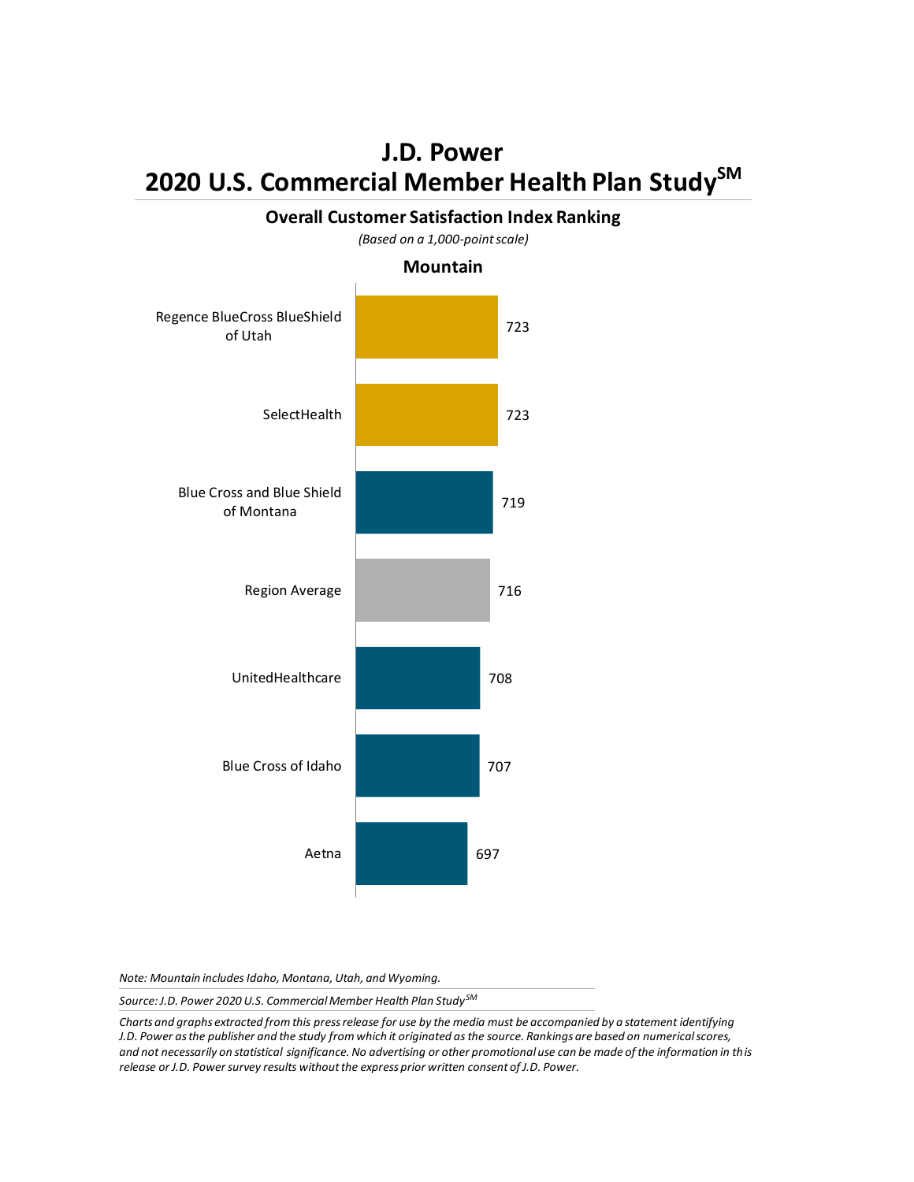# J.D. Power
# 2020 U.S. Commercial Member Health Plan Study℠

## Overall Customer Satisfaction Index Ranking

*(Based on a 1,000-point scale)*

### Mountain

| Health Plan | Score |
| --- | --- |
| Regence BlueCross BlueShield of Utah | 723 |
| SelectHealth | 723 |
| Blue Cross and Blue Shield of Montana | 719 |
| Region Average | 716 |
| UnitedHealthcare | 708 |
| Blue Cross of Idaho | 707 |
| Aetna | 697 |

*Note: Mountain includes Idaho, Montana, Utah, and Wyoming.*

*Source: J.D. Power 2020 U.S. Commercial Member Health Plan Study℠*

*Charts and graphs extracted from this press release for use by the media must be accompanied by a statement identifying J.D. Power as the publisher and the study from which it originated as the source. Rankings are based on numerical scores, and not necessarily on statistical significance. No advertising or other promotional use can be made of the information in this release or J.D. Power survey results without the express prior written consent of J.D. Power.*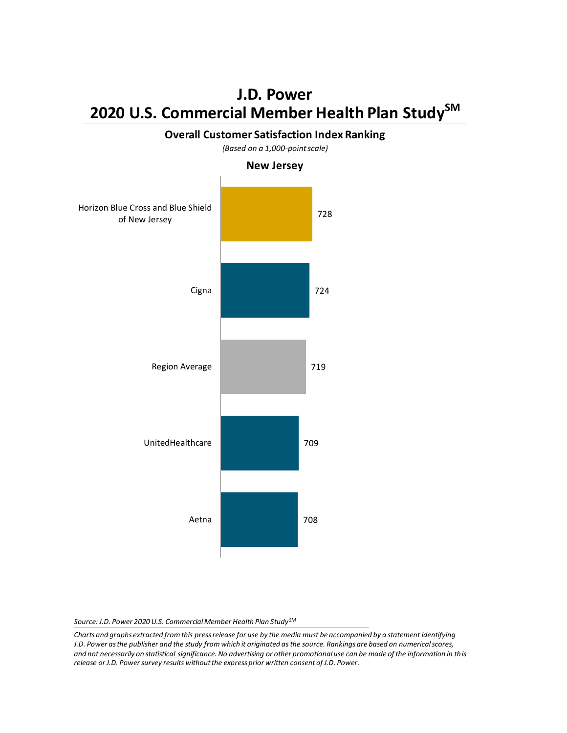# J.D. Power
# 2020 U.S. Commercial Member Health Plan Study[SM]

## Overall Customer Satisfaction Index Ranking

*(Based on a 1,000-point scale)*

### New Jersey

| Health Plan | Score |
|---|---|
| Horizon Blue Cross and Blue Shield of New Jersey | 728 |
| Cigna | 724 |
| Region Average | 719 |
| UnitedHealthcare | 709 |
| Aetna | 708 |

*Source: J.D. Power 2020 U.S. Commercial Member Health Plan Study[SM]*

*Charts and graphs extracted from this press release for use by the media must be accompanied by a statement identifying J.D. Power as the publisher and the study from which it originated as the source. Rankings are based on numerical scores, and not necessarily on statistical significance. No advertising or other promotional use can be made of the information in this release or J.D. Power survey results without the express prior written consent of J.D. Power.*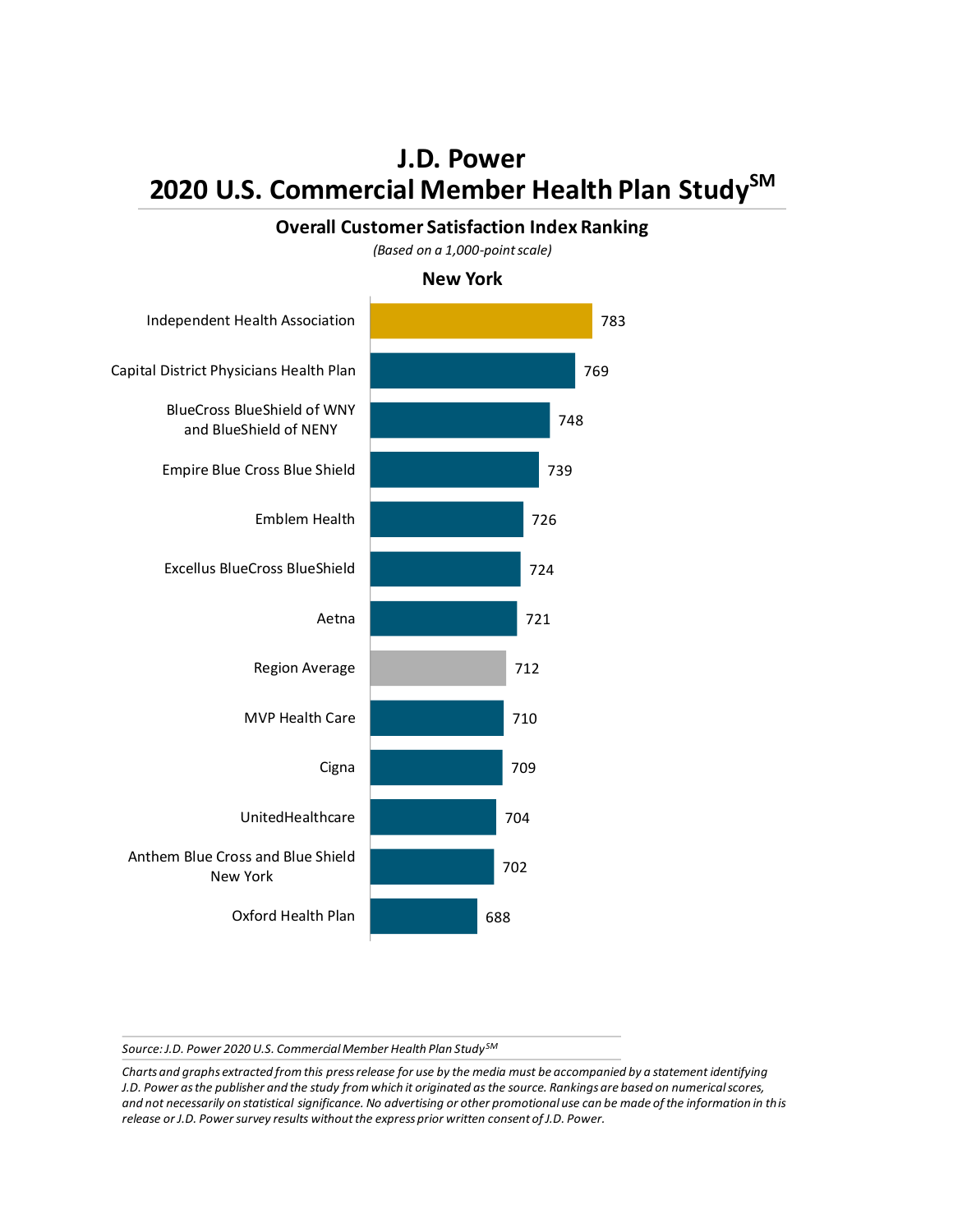# J.D. Power
# 2020 U.S. Commercial Member Health Plan Study℠

## Overall Customer Satisfaction Index Ranking

*(Based on a 1,000-point scale)*

### New York

| Health Plan | Score |
|---|---|
| Independent Health Association | 783 |
| Capital District Physicians Health Plan | 769 |
| BlueCross BlueShield of WNY and BlueShield of NENY | 748 |
| Empire Blue Cross Blue Shield | 739 |
| Emblem Health | 726 |
| Excellus BlueCross BlueShield | 724 |
| Aetna | 721 |
| Region Average | 712 |
| MVP Health Care | 710 |
| Cigna | 709 |
| UnitedHealthcare | 704 |
| Anthem Blue Cross and Blue Shield New York | 702 |
| Oxford Health Plan | 688 |

*Source: J.D. Power 2020 U.S. Commercial Member Health Plan Study℠*

*Charts and graphs extracted from this press release for use by the media must be accompanied by a statement identifying J.D. Power as the publisher and the study from which it originated as the source. Rankings are based on numerical scores, and not necessarily on statistical significance. No advertising or other promotional use can be made of the information in this release or J.D. Power survey results without the express prior written consent of J.D. Power.*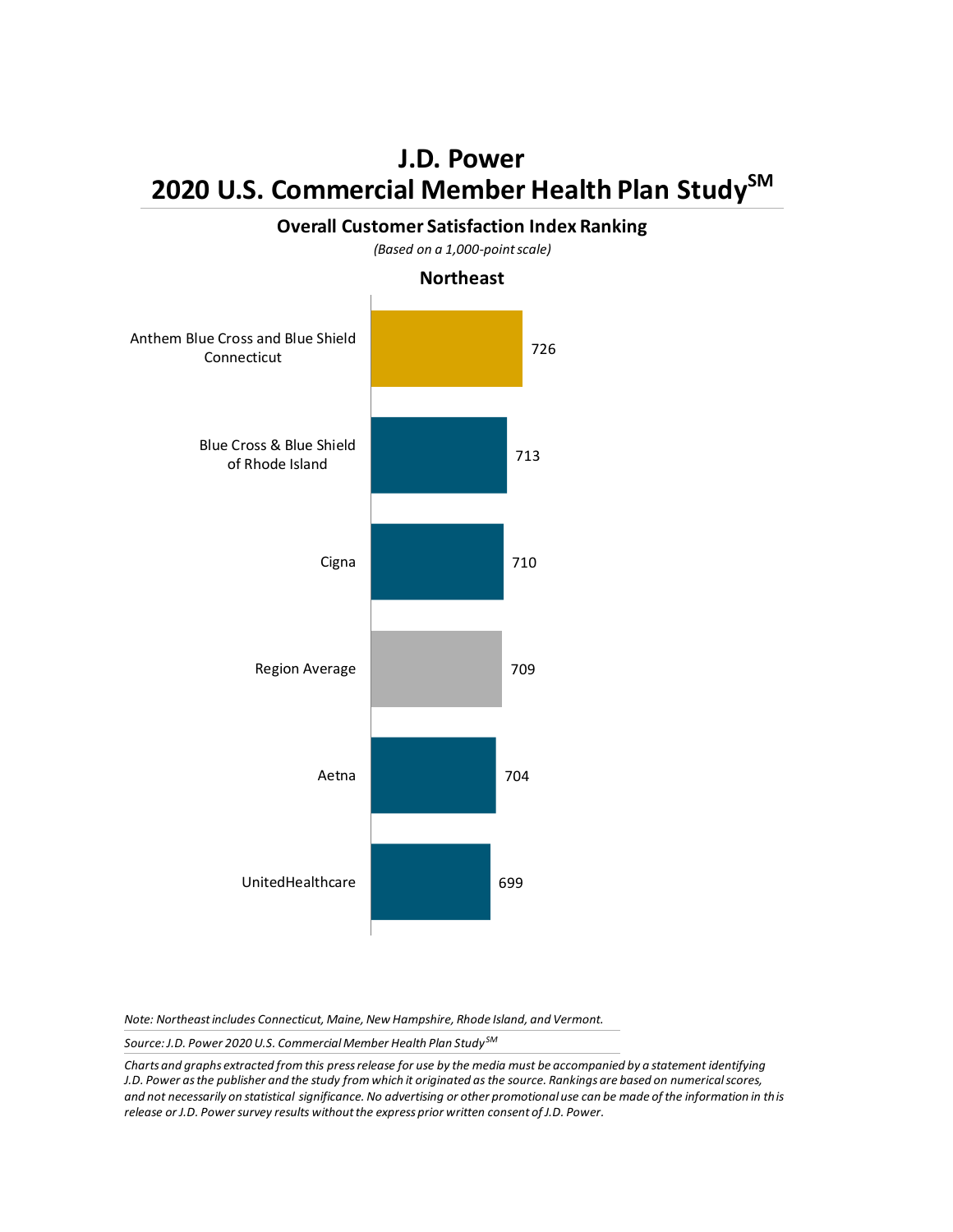# J.D. Power
# 2020 U.S. Commercial Member Health Plan Study$^{SM}$

## Overall Customer Satisfaction Index Ranking

*(Based on a 1,000-point scale)*

### Northeast

| Health Plan | Score |
|---|---|
| Anthem Blue Cross and Blue Shield Connecticut | 726 |
| Blue Cross & Blue Shield of Rhode Island | 713 |
| Cigna | 710 |
| Region Average | 709 |
| Aetna | 704 |
| UnitedHealthcare | 699 |

*Note: Northeast includes Connecticut, Maine, New Hampshire, Rhode Island, and Vermont.*

*Source: J.D. Power 2020 U.S. Commercial Member Health Plan Study$^{SM}$*

*Charts and graphs extracted from this press release for use by the media must be accompanied by a statement identifying J.D. Power as the publisher and the study from which it originated as the source. Rankings are based on numerical scores, and not necessarily on statistical significance. No advertising or other promotional use can be made of the information in this release or J.D. Power survey results without the express prior written consent of J.D. Power.*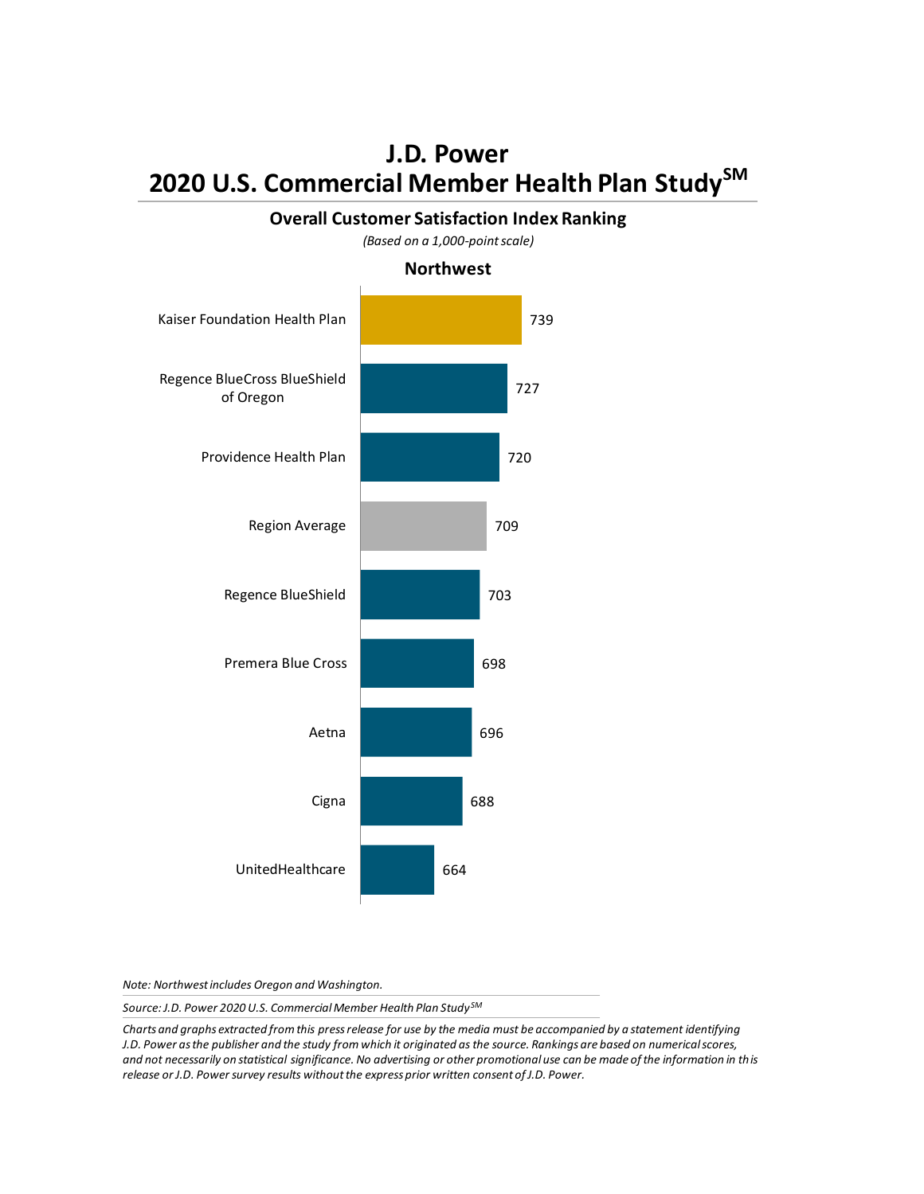# J.D. Power
# 2020 U.S. Commercial Member Health Plan Study℠

## Overall Customer Satisfaction Index Ranking

*(Based on a 1,000-point scale)*

### Northwest

| Health Plan | Score |
|---|---|
| Kaiser Foundation Health Plan | 739 |
| Regence BlueCross BlueShield of Oregon | 727 |
| Providence Health Plan | 720 |
| Region Average | 709 |
| Regence BlueShield | 703 |
| Premera Blue Cross | 698 |
| Aetna | 696 |
| Cigna | 688 |
| UnitedHealthcare | 664 |

*Note: Northwest includes Oregon and Washington.*

*Source: J.D. Power 2020 U.S. Commercial Member Health Plan Study℠*

*Charts and graphs extracted from this press release for use by the media must be accompanied by a statement identifying J.D. Power as the publisher and the study from which it originated as the source. Rankings are based on numerical scores, and not necessarily on statistical significance. No advertising or other promotional use can be made of the information in this release or J.D. Power survey results without the express prior written consent of J.D. Power.*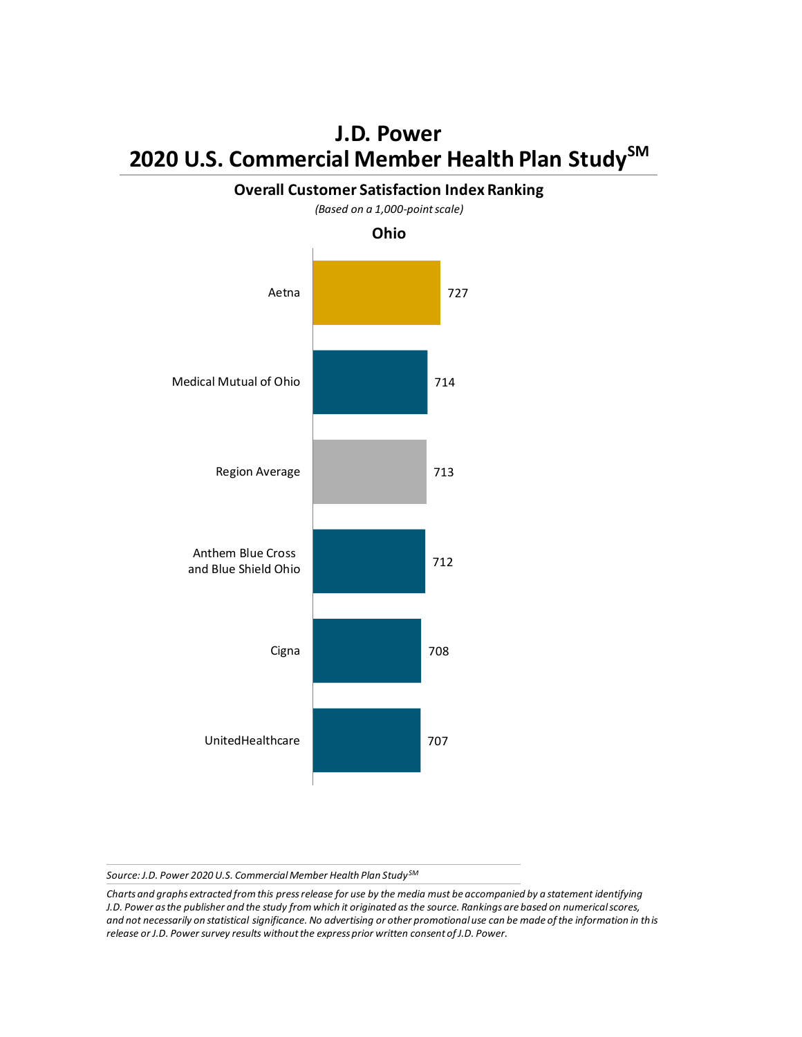# J.D. Power
# 2020 U.S. Commercial Member Health Plan Study℠

## Overall Customer Satisfaction Index Ranking

*(Based on a 1,000-point scale)*

### Ohio

| Health Plan | Score |
|---|---|
| Aetna | 727 |
| Medical Mutual of Ohio | 714 |
| Region Average | 713 |
| Anthem Blue Cross and Blue Shield Ohio | 712 |
| Cigna | 708 |
| UnitedHealthcare | 707 |

*Source: J.D. Power 2020 U.S. Commercial Member Health Plan Study℠*

*Charts and graphs extracted from this press release for use by the media must be accompanied by a statement identifying J.D. Power as the publisher and the study from which it originated as the source. Rankings are based on numerical scores, and not necessarily on statistical significance. No advertising or other promotional use can be made of the information in this release or J.D. Power survey results without the express prior written consent of J.D. Power.*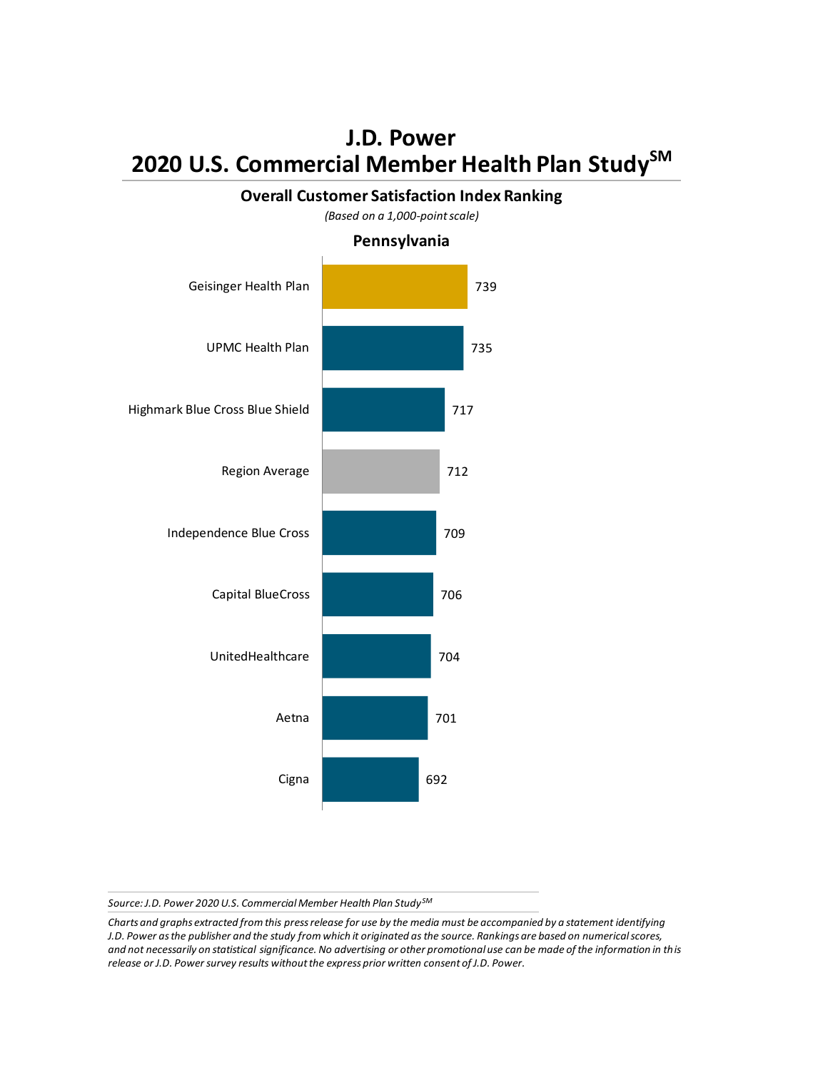# J.D. Power
# 2020 U.S. Commercial Member Health Plan Study℠

## Overall Customer Satisfaction Index Ranking

*(Based on a 1,000-point scale)*

### Pennsylvania

| Health Plan | Score |
|---|---|
| Geisinger Health Plan | 739 |
| UPMC Health Plan | 735 |
| Highmark Blue Cross Blue Shield | 717 |
| Region Average | 712 |
| Independence Blue Cross | 709 |
| Capital BlueCross | 706 |
| UnitedHealthcare | 704 |
| Aetna | 701 |
| Cigna | 692 |

*Source: J.D. Power 2020 U.S. Commercial Member Health Plan Study℠*

*Charts and graphs extracted from this press release for use by the media must be accompanied by a statement identifying J.D. Power as the publisher and the study from which it originated as the source. Rankings are based on numerical scores, and not necessarily on statistical significance. No advertising or other promotional use can be made of the information in this release or J.D. Power survey results without the express prior written consent of J.D. Power.*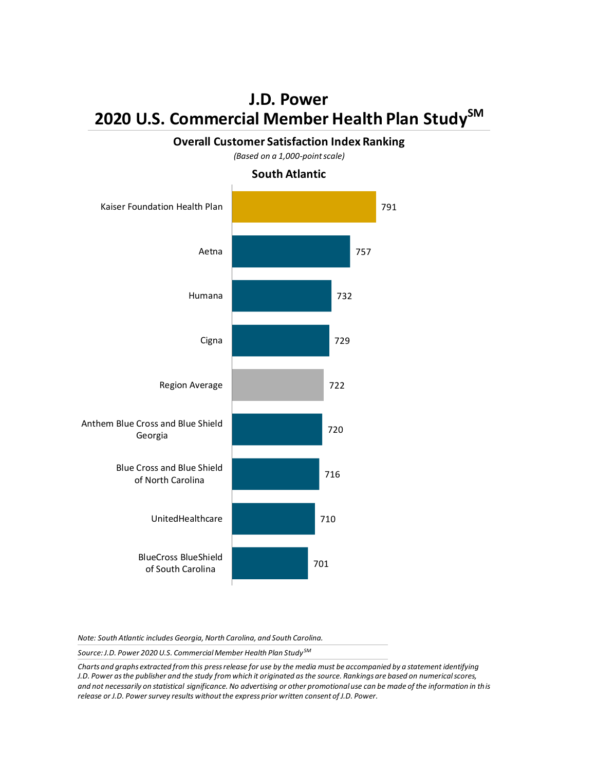# J.D. Power
# 2020 U.S. Commercial Member Health Plan Study[SM]

## Overall Customer Satisfaction Index Ranking

*(Based on a 1,000-point scale)*

### South Atlantic

| Health Plan | Score |
|---|---|
| Kaiser Foundation Health Plan | 791 |
| Aetna | 757 |
| Humana | 732 |
| Cigna | 729 |
| Region Average | 722 |
| Anthem Blue Cross and Blue Shield Georgia | 720 |
| Blue Cross and Blue Shield of North Carolina | 716 |
| UnitedHealthcare | 710 |
| BlueCross BlueShield of South Carolina | 701 |

*Note: South Atlantic includes Georgia, North Carolina, and South Carolina.*

*Source: J.D. Power 2020 U.S. Commercial Member Health Plan Study[SM]*

*Charts and graphs extracted from this press release for use by the media must be accompanied by a statement identifying J.D. Power as the publisher and the study from which it originated as the source. Rankings are based on numerical scores, and not necessarily on statistical significance. No advertising or other promotional use can be made of the information in this release or J.D. Power survey results without the express prior written consent of J.D. Power.*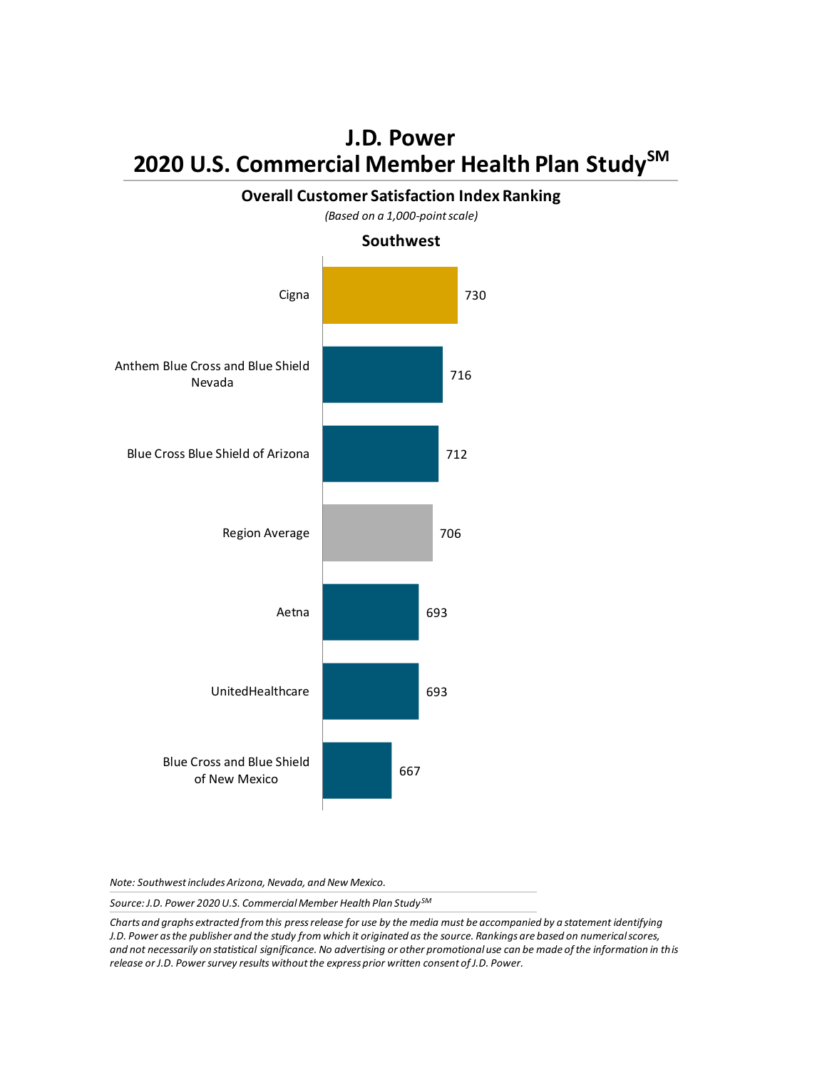# J.D. Power
# 2020 U.S. Commercial Member Health Plan Study[SM]

## Overall Customer Satisfaction Index Ranking

*(Based on a 1,000-point scale)*

### Southwest

| Health Plan | Score |
|---|---|
| Cigna | 730 |
| Anthem Blue Cross and Blue Shield Nevada | 716 |
| Blue Cross Blue Shield of Arizona | 712 |
| Region Average | 706 |
| Aetna | 693 |
| UnitedHealthcare | 693 |
| Blue Cross and Blue Shield of New Mexico | 667 |

*Note: Southwest includes Arizona, Nevada, and New Mexico.*

*Source: J.D. Power 2020 U.S. Commercial Member Health Plan Study[SM]*

*Charts and graphs extracted from this press release for use by the media must be accompanied by a statement identifying J.D. Power as the publisher and the study from which it originated as the source. Rankings are based on numerical scores, and not necessarily on statistical significance. No advertising or other promotional use can be made of the information in this release or J.D. Power survey results without the express prior written consent of J.D. Power.*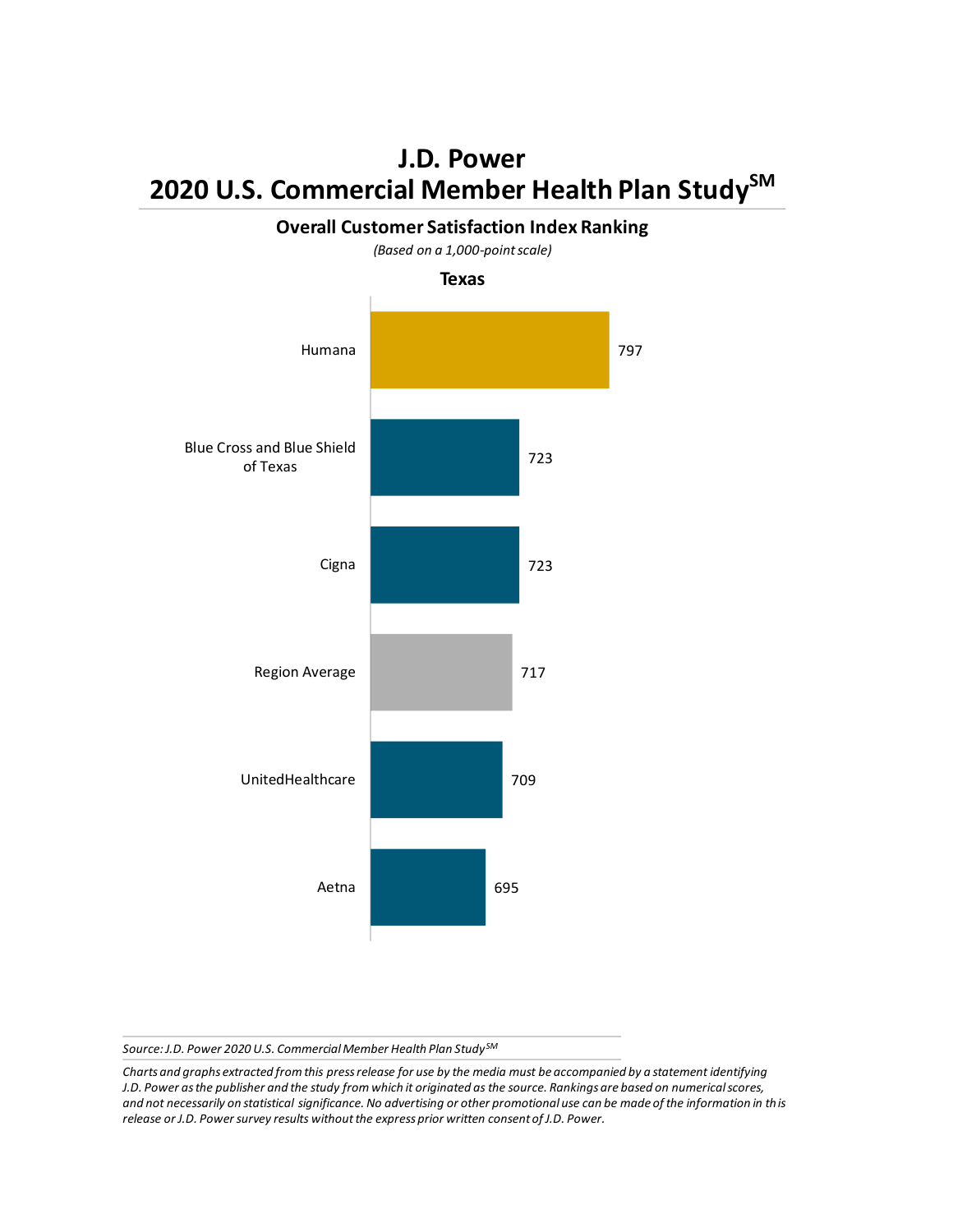# J.D. Power
# 2020 U.S. Commercial Member Health Plan Study[SM]

## Overall Customer Satisfaction Index Ranking

*(Based on a 1,000-point scale)*

### Texas

| Health Plan | Score |
|---|---|
| Humana | 797 |
| Blue Cross and Blue Shield of Texas | 723 |
| Cigna | 723 |
| Region Average | 717 |
| UnitedHealthcare | 709 |
| Aetna | 695 |

*Source: J.D. Power 2020 U.S. Commercial Member Health Plan Study[SM]*

*Charts and graphs extracted from this press release for use by the media must be accompanied by a statement identifying J.D. Power as the publisher and the study from which it originated as the source. Rankings are based on numerical scores, and not necessarily on statistical significance. No advertising or other promotional use can be made of the information in this release or J.D. Power survey results without the express prior written consent of J.D. Power.*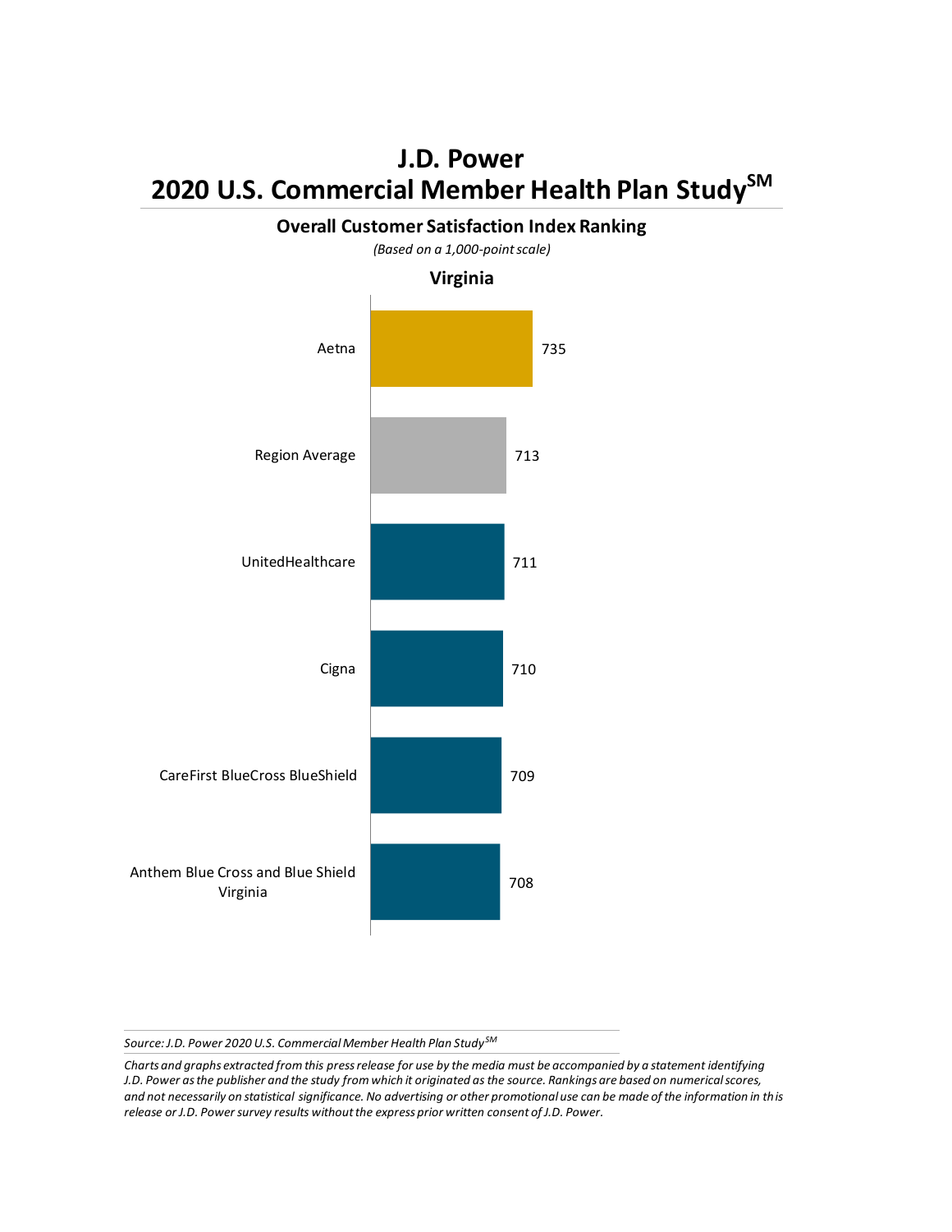# J.D. Power
# 2020 U.S. Commercial Member Health Plan Study℠

## Overall Customer Satisfaction Index Ranking

*(Based on a 1,000-point scale)*

### Virginia

Aetna 735

Region Average 713

UnitedHealthcare 711

Cigna 710

CareFirst BlueCross BlueShield 709

Anthem Blue Cross and Blue Shield Virginia 708

*Source: J.D. Power 2020 U.S. Commercial Member Health Plan Study℠*

*Charts and graphs extracted from this press release for use by the media must be accompanied by a statement identifying J.D. Power as the publisher and the study from which it originated as the source. Rankings are based on numerical scores, and not necessarily on statistical significance. No advertising or other promotional use can be made of the information in this release or J.D. Power survey results without the express prior written consent of J.D. Power.*